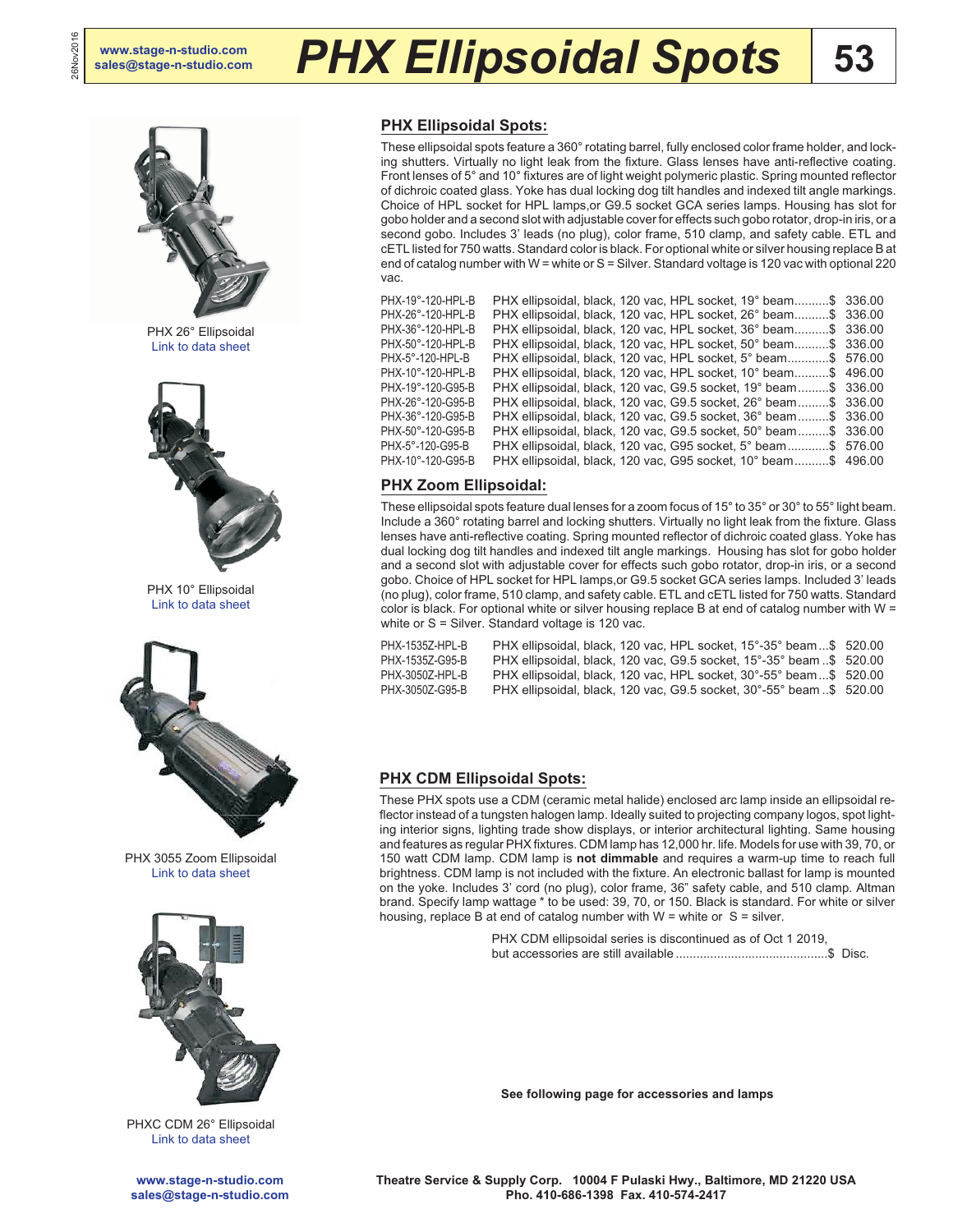# PHX Ellipsoidal Spots

PHX 26° Ellipsoidal
Link to data sheet

PHX 10° Ellipsoidal
Link to data sheet

PHX 3055 Zoom Ellipsoidal
Link to data sheet

PHXC CDM 26° Ellipsoidal
Link to data sheet

## PHX Ellipsoidal Spots:

These ellipsoidal spots feature a 360° rotating barrel, fully enclosed color frame holder, and locking shutters. Virtually no light leak from the fixture. Glass lenses have anti-reflective coating. Front lenses of 5° and 10° fixtures are of light weight polymeric plastic. Spring mounted reflector of dichroic coated glass. Yoke has dual locking dog tilt handles and indexed tilt angle markings. Choice of HPL socket for HPL lamps,or G9.5 socket GCA series lamps. Housing has slot for gobo holder and a second slot with adjustable cover for effects such gobo rotator, drop-in iris, or a second gobo. Includes 3' leads (no plug), color frame, 510 clamp, and safety cable. ETL and cETL listed for 750 watts. Standard color is black. For optional white or silver housing replace B at end of catalog number with W = white or S = Silver. Standard voltage is 120 vac with optional 220 vac.

| Catalog No. | Description | Price |
|---|---|---|
| PHX-19°-120-HPL-B | PHX ellipsoidal, black, 120 vac, HPL socket, 19° beam | $ 336.00 |
| PHX-26°-120-HPL-B | PHX ellipsoidal, black, 120 vac, HPL socket, 26° beam | $ 336.00 |
| PHX-36°-120-HPL-B | PHX ellipsoidal, black, 120 vac, HPL socket, 36° beam | $ 336.00 |
| PHX-50°-120-HPL-B | PHX ellipsoidal, black, 120 vac, HPL socket, 50° beam | $ 336.00 |
| PHX-5°-120-HPL-B | PHX ellipsoidal, black, 120 vac, HPL socket, 5° beam | $ 576.00 |
| PHX-10°-120-HPL-B | PHX ellipsoidal, black, 120 vac, HPL socket, 10° beam | $ 496.00 |
| PHX-19°-120-G95-B | PHX ellipsoidal, black, 120 vac, G9.5 socket, 19° beam | $ 336.00 |
| PHX-26°-120-G95-B | PHX ellipsoidal, black, 120 vac, G9.5 socket, 26° beam | $ 336.00 |
| PHX-36°-120-G95-B | PHX ellipsoidal, black, 120 vac, G9.5 socket, 36° beam | $ 336.00 |
| PHX-50°-120-G95-B | PHX ellipsoidal, black, 120 vac, G9.5 socket, 50° beam | $ 336.00 |
| PHX-5°-120-G95-B | PHX ellipsoidal, black, 120 vac, G95 socket, 5° beam | $ 576.00 |
| PHX-10°-120-G95-B | PHX ellipsoidal, black, 120 vac, G95 socket, 10° beam | $ 496.00 |

## PHX Zoom Ellipsoidal:

These ellipsoidal spots feature dual lenses for a zoom focus of 15° to 35° or 30° to 55° light beam. Include a 360° rotating barrel and locking shutters. Virtually no light leak from the fixture. Glass lenses have anti-reflective coating. Spring mounted reflector of dichroic coated glass. Yoke has dual locking dog tilt handles and indexed tilt angle markings. Housing has slot for gobo holder and a second slot with adjustable cover for effects such gobo rotator, drop-in iris, or a second gobo. Choice of HPL socket for HPL lamps,or G9.5 socket GCA series lamps. Included 3' leads (no plug), color frame, 510 clamp, and safety cable. ETL and cETL listed for 750 watts. Standard color is black. For optional white or silver housing replace B at end of catalog number with W = white or S = Silver. Standard voltage is 120 vac.

| Catalog No. | Description | Price |
|---|---|---|
| PHX-1535Z-HPL-B | PHX ellipsoidal, black, 120 vac, HPL socket, 15°-35° beam | $ 520.00 |
| PHX-1535Z-G95-B | PHX ellipsoidal, black, 120 vac, G9.5 socket, 15°-35° beam | $ 520.00 |
| PHX-3050Z-HPL-B | PHX ellipsoidal, black, 120 vac, HPL socket, 30°-55° beam | $ 520.00 |
| PHX-3050Z-G95-B | PHX ellipsoidal, black, 120 vac, G9.5 socket, 30°-55° beam | $ 520.00 |

## PHX CDM Ellipsoidal Spots:

These PHX spots use a CDM (ceramic metal halide) enclosed arc lamp inside an ellipsoidal reflector instead of a tungsten halogen lamp. Ideally suited to projecting company logos, spot lighting interior signs, lighting trade show displays, or interior architectural lighting. Same housing and features as regular PHX fixtures. CDM lamp has 12,000 hr. life. Models for use with 39, 70, or 150 watt CDM lamp. CDM lamp is **not dimmable** and requires a warm-up time to reach full brightness. CDM lamp is not included with the fixture. An electronic ballast for lamp is mounted on the yoke. Includes 3' cord (no plug), color frame, 36" safety cable, and 510 clamp. Altman brand. Specify lamp wattage * to be used: 39, 70, or 150. Black is standard. For white or silver housing, replace B at end of catalog number with W = white or S = silver.

PHX CDM ellipsoidal series is discontinued as of Oct 1 2019, but accessories are still available ............ $ Disc.

**See following page for accessories and lamps**

**Theatre Service & Supply Corp. 10004 F Pulaski Hwy., Baltimore, MD 21220 USA**
**Pho. 410-686-1398 Fax. 410-574-2417**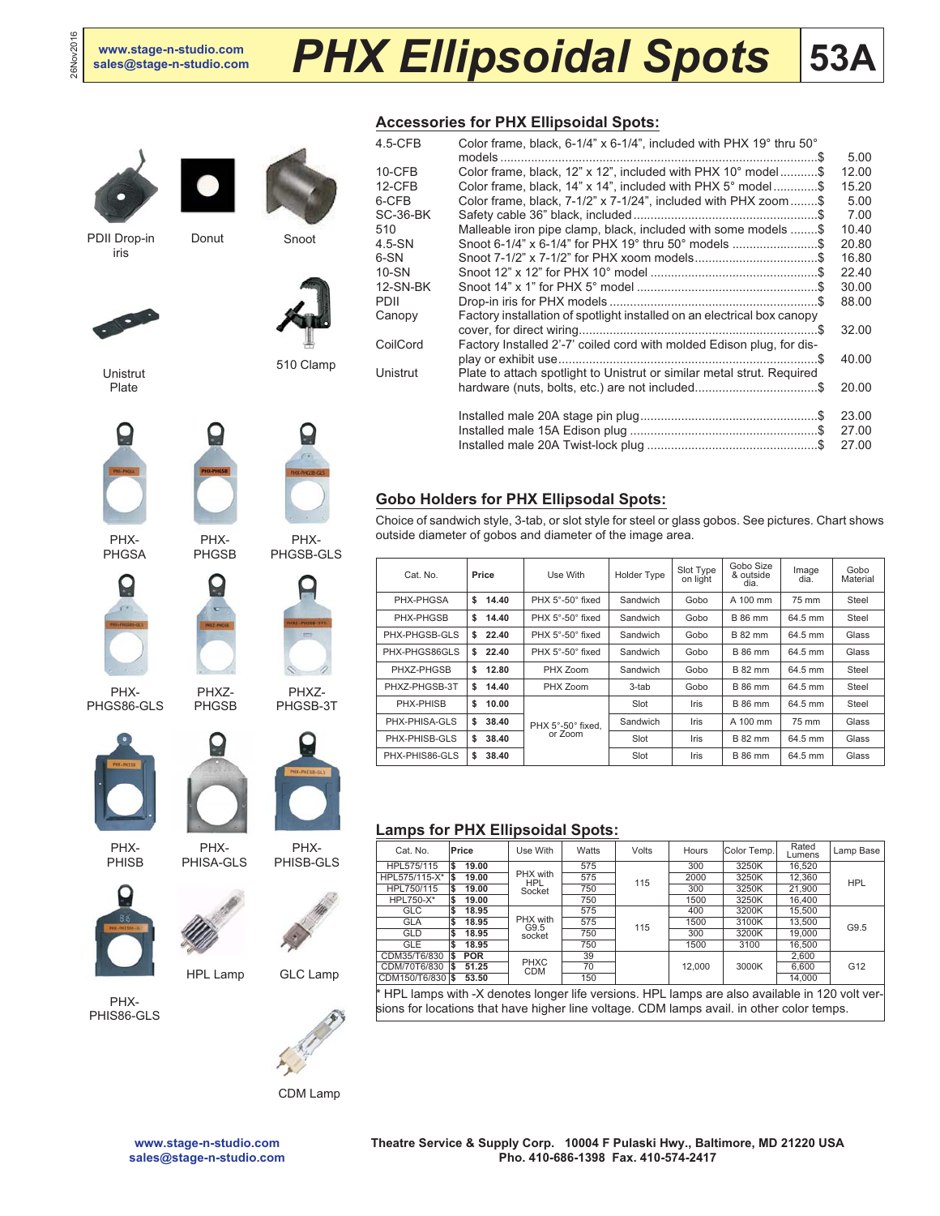# PHX Ellipsoidal Spots 53A

www.stage-n-studio.com
sales@stage-n-studio.com

PDII Drop-in iris

Donut

Snoot

Unistrut Plate

510 Clamp

PHX-PHGSA

PHX-PHGSB

PHX-PHGSB-GLS

PHX-PHGS86-GLS

PHXZ-PHGSB

PHXZ-PHGSB-3T

PHX-PHISB

PHX-PHISA-GLS

PHX-PHISB-GLS

PHX-PHIS86-GLS

HPL Lamp

GLC Lamp

CDM Lamp

## Accessories for PHX Ellipsoidal Spots:

| | | |
|---|---|---|
| 4.5-CFB | Color frame, black, 6-1/4" x 6-1/4", included with PHX 19° thru 50° models | $ 5.00 |
| 10-CFB | Color frame, black, 12" x 12", included with PHX 10° model | $ 12.00 |
| 12-CFB | Color frame, black, 14" x 14", included with PHX 5° model | $ 15.20 |
| 6-CFB | Color frame, black, 7-1/2" x 7-1/24", included with PHX zoom | $ 5.00 |
| SC-36-BK | Safety cable 36" black, included | $ 7.00 |
| 510 | Malleable iron pipe clamp, black, included with some models | $ 10.40 |
| 4.5-SN | Snoot 6-1/4" x 6-1/4" for PHX 19° thru 50° models | $ 20.80 |
| 6-SN | Snoot 7-1/2" x 7-1/2" for PHX xoom models | $ 16.80 |
| 10-SN | Snoot 12" x 12" for PHX 10° model | $ 22.40 |
| 12-SN-BK | Snoot 14" x 1" for PHX 5° model | $ 30.00 |
| PDII | Drop-in iris for PHX models | $ 88.00 |
| Canopy | Factory installation of spotlight installed on an electrical box canopy cover, for direct wiring | $ 32.00 |
| CoilCord | Factory Installed 2'-7' coiled cord with molded Edison plug, for display or exhibit use | $ 40.00 |
| Unistrut | Plate to attach spotlight to Unistrut or similar metal strut. Required hardware (nuts, bolts, etc.) are not included | $ 20.00 |
| | Installed male 20A stage pin plug | $ 23.00 |
| | Installed male 15A Edison plug | $ 27.00 |
| | Installed male 20A Twist-lock plug | $ 27.00 |

## Gobo Holders for PHX Ellipsodal Spots:

Choice of sandwich style, 3-tab, or slot style for steel or glass gobos. See pictures. Chart shows outside diameter of gobos and diameter of the image area.

| Cat. No. | Price | Use With | Holder Type | Slot Type on light | Gobo Size & outside dia. | Image dia. | Gobo Material |
|---|---|---|---|---|---|---|---|
| PHX-PHGSA | $ 14.40 | PHX 5°-50° fixed | Sandwich | Gobo | A 100 mm | 75 mm | Steel |
| PHX-PHGSB | $ 14.40 | PHX 5°-50° fixed | Sandwich | Gobo | B 86 mm | 64.5 mm | Steel |
| PHX-PHGSB-GLS | $ 22.40 | PHX 5°-50° fixed | Sandwich | Gobo | B 82 mm | 64.5 mm | Glass |
| PHX-PHGS86GLS | $ 22.40 | PHX 5°-50° fixed | Sandwich | Gobo | B 86 mm | 64.5 mm | Glass |
| PHXZ-PHGSB | $ 12.80 | PHX Zoom | Sandwich | Gobo | B 82 mm | 64.5 mm | Steel |
| PHXZ-PHGSB-3T | $ 14.40 | PHX Zoom | 3-tab | Gobo | B 86 mm | 64.5 mm | Steel |
| PHX-PHISB | $ 10.00 | PHX 5°-50° fixed, or Zoom | Slot | Iris | B 86 mm | 64.5 mm | Steel |
| PHX-PHISA-GLS | $ 38.40 | PHX 5°-50° fixed, or Zoom | Sandwich | Iris | A 100 mm | 75 mm | Glass |
| PHX-PHISB-GLS | $ 38.40 | PHX 5°-50° fixed, or Zoom | Slot | Iris | B 82 mm | 64.5 mm | Glass |
| PHX-PHIS86-GLS | $ 38.40 | PHX 5°-50° fixed, or Zoom | Slot | Iris | B 86 mm | 64.5 mm | Glass |

## Lamps for PHX Ellipsoidal Spots:

| Cat. No. | Price | Use With | Watts | Volts | Hours | Color Temp. | Rated Lumens | Lamp Base |
|---|---|---|---|---|---|---|---|---|
| HPL575/115 | $ 19.00 | PHX with HPL Socket | 575 | 115 | 300 | 3250K | 16,520 | HPL |
| HPL575/115-X* | $ 19.00 | PHX with HPL Socket | 575 | 115 | 2000 | 3250K | 12,360 | HPL |
| HPL750/115 | $ 19.00 | PHX with HPL Socket | 750 | 115 | 300 | 3250K | 21,900 | HPL |
| HPL750-X* | $ 19.00 | PHX with HPL Socket | 750 | 115 | 1500 | 3250K | 16,400 | HPL |
| GLC | $ 18.95 | PHX with G9.5 socket | 575 | 115 | 400 | 3200K | 15,500 | G9.5 |
| GLA | $ 18.95 | PHX with G9.5 socket | 575 | 115 | 1500 | 3100K | 13,500 | G9.5 |
| GLD | $ 18.95 | PHX with G9.5 socket | 750 | 115 | 300 | 3200K | 19,000 | G9.5 |
| GLE | $ 18.95 | PHX with G9.5 socket | 750 | 115 | 1500 | 3100 | 16,500 | G9.5 |
| CDM35/T6/830 | $ POR | PHXC CDM | 39 | | 12,000 | 3000K | 2,600 | G12 |
| CDM/70T6/830 | $ 51.25 | PHXC CDM | 70 | | 12,000 | 3000K | 6,600 | G12 |
| CDM150/T6/830 | $ 53.50 | PHXC CDM | 150 | | 12,000 | 3000K | 14,000 | G12 |

* HPL lamps with -X denotes longer life versions. HPL lamps are also available in 120 volt versions for locations that have higher line voltage. CDM lamps avail. in other color temps.

www.stage-n-studio.com
sales@stage-n-studio.com

Theatre Service & Supply Corp. 10004 F Pulaski Hwy., Baltimore, MD 21220 USA
Pho. 410-686-1398 Fax. 410-574-2417